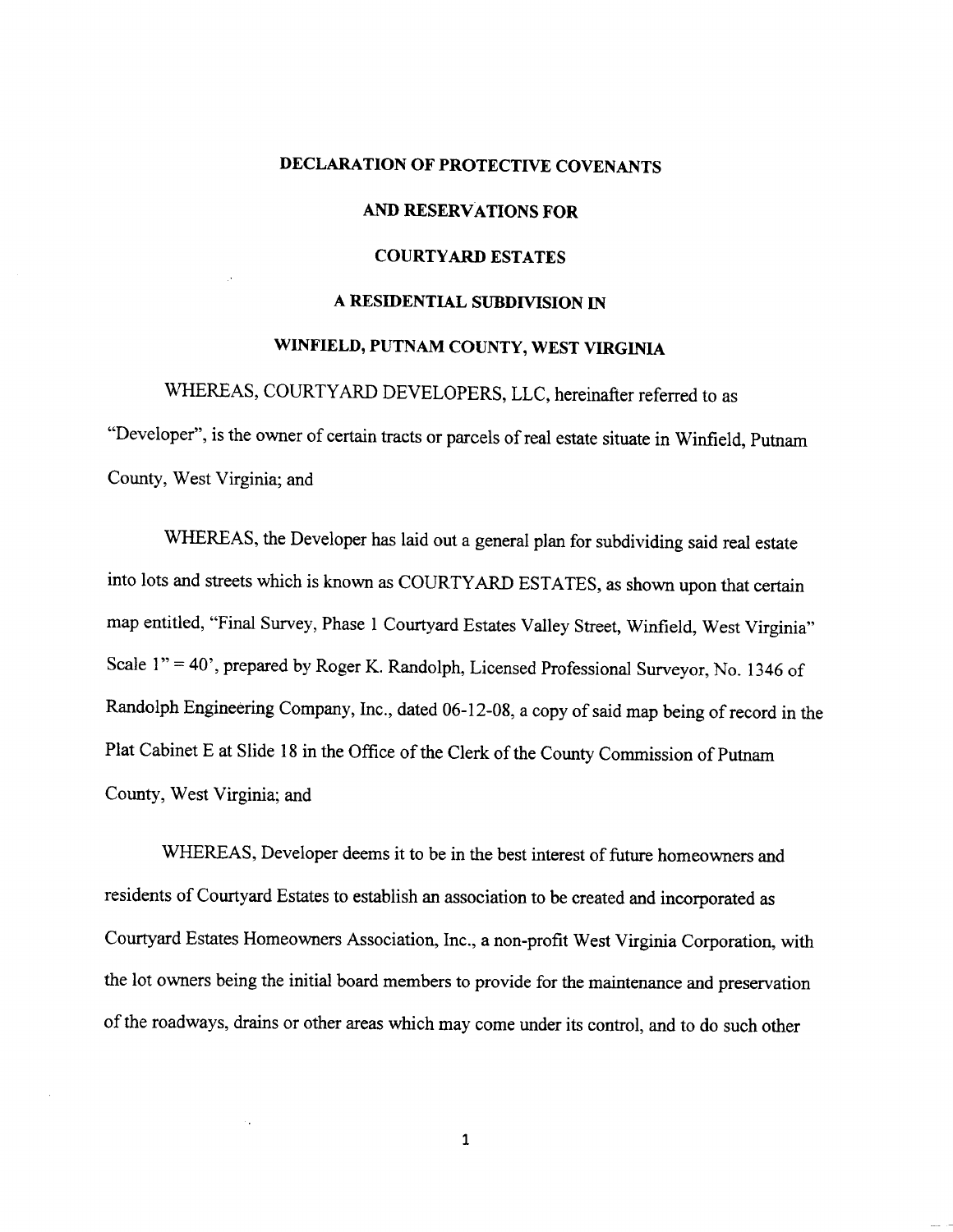# DECLARATION OF PROTECTIVE COVENANTS

# AND RESERVATIONS FOR

# COURTYARD ESTATES

# A RESIDENTIAL SUBDIVISION IN

# WINFIELD, PUTNAM COUNTY, WEST VIRGINIA

WHEREAS, COURTYARD DEVELOPERS, LLC, hereinafter referred to as "Developer", is the owner of certain tracts or parcels of real estate situate in Winfield, Putnam County, West Virginia; and

WHEREAS, the Developer has laid out a general plan for subdividing said real estate into lots and streets which is known as COURTYARD ESTATES, as shown upon that certain map entitled, "Final Survey, Phase 1 Courtyard Estates Valley Street, Winfield, West Virginia" Scale 1" = 40', prepared by Roger K. Randolph, Licensed Professional Surveyor, No. 1346 of Randolph Engineering Company, Inc., dated 06-12-08, a copy of said map being of record in the Plat Cabinet E at Slide 18 in the Office of the Clerk of the County Commission of Putnam County, West Virginia; and

WHEREAS, Developer deems it to be in the best interest of future homeowners and residents of Courtyard Estates to establish an association to be created and incorporated as Courtyard Estates Homeowners Association, Inc., a non-profit West Virginia Corporation, with the lot owners being the initial board members to provide for the maintenance and preservation of the roadways, drains or other areas which may come under its control, and to do such other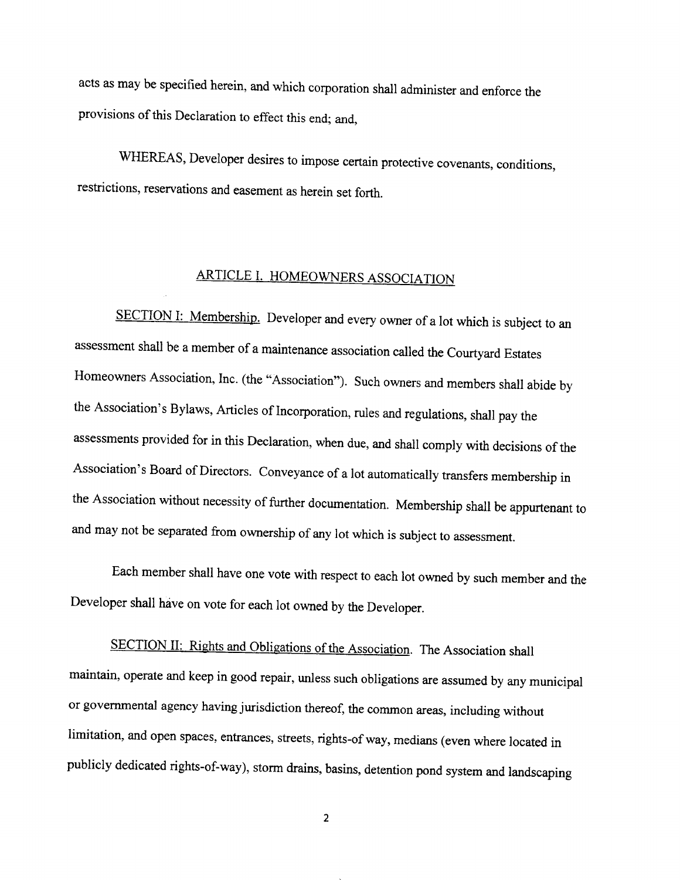acts as may be specified herein, and which corporation shall administer and enforce the provisions of this Declaration to effect this end; and,

WHEREAS, Developer desires to impose certain protective covenants, conditions, restrictions, reservations and easement as herein set forth.

## ARTICLE I. HOMEOWNERS ASSOCIATION

SECTION I: Membership. Developer and every owner of a lot which is subject to an assessment shall be a member of a maintenance association called the Courtyard Estates Homeowners Association, Inc. (the "Association"). Such owners and members shall abide by the Association's Bylaws, Articles of Incorporation, rules and regulations, shall pay the assessments provided for in this Declaration, when due, and shall comply with decisions of the Association's Board of Directors. Conveyance of a lot automatically transfers membership in the Association without necessity of further documentation. Membership shall be appurtenant to and may not be separated from ownership of any lot which is subject to assessment.

Each member shall have one vote with respect to each lot owned by such member and the Developer shall have on vote for each lot owned by the Developer.

SECTION II: Rights and Obligations of the Association. The Association shall maintain, operate and keep in good repair, unless such obligations are assumed by any municipal or governmental agency having jurisdiction thereof, the common areas, including without limitation, and open spaces, entrances, streets, rights-of way, medians (even where located in publicly dedicated rights-of-way), storm drains, basins, detention pond system and landscaping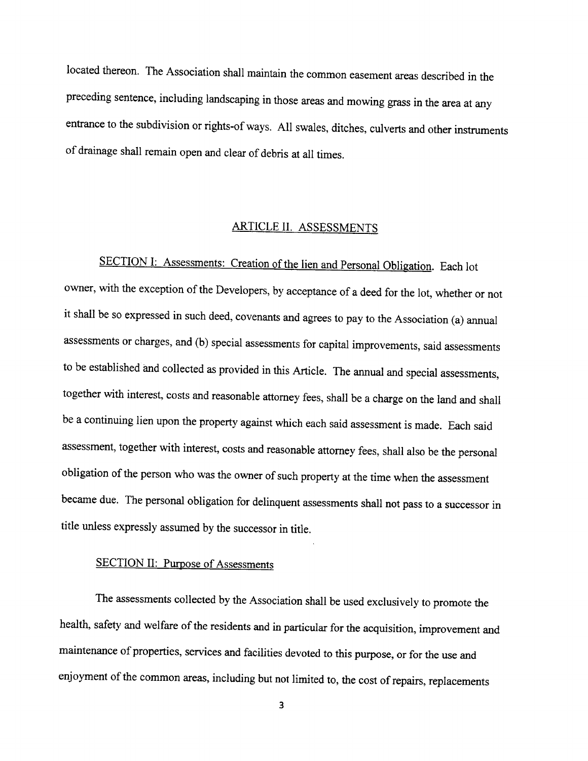located thereon. The Association shall maintain the common easement areas described in the preceding sentence, including landscaping in those areas and mowing grass in the area at any entrance to the subdivision or rights-of ways. All swales, ditches, culverts and other instruments of drainage shall remain open and clear of debris at all times.

## ARTICLE II. ASSESSMENTS

SECTION I: Assessments: Creation of the lien and Personal Obligation. Each lot owner, with the exception of the Developers, by acceptance of a deed for the lot, whether or not it shall be so expressed in such deed, covenants and agrees to pay to the Association (a) annual assessments or charges, and (b) special assessments for capital improvements, said assessments to be established and collected as provided in this Article. The annual and special assessments, together with interest, costs and reasonable attorney fees, shall be a charge on the land and shall be a continuing lien upon the property against which each said assessment is made. Each said assessment, together with interest, costs and reasonable attorney fees, shall also be the personal obligation of the person who was the owner of such property at the time when the assessment became due. The personal obligation for delinquent assessments shall not pass to a successor in title unless expressly assumed by the successor in title.

SECTION II: Purpose of Assessments

The assessments collected by the Association shall be used exclusively to promote the health, safety and welfare of the residents and in particular for the acquisition, improvement and maintenance of properties, services and facilities devoted to this purpose, or for the use and enjoyment of the common areas, including but not limited to, the cost of repairs, replacements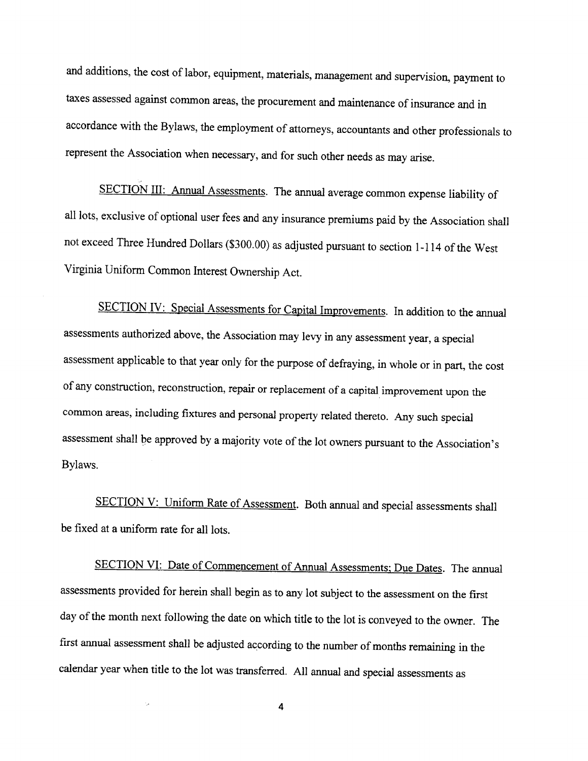and additions, the cost of labor, equipment, materials, management and supervision, payment to taxes assessed against common areas, the procurement and maintenance of insurance and in accordance with the Bylaws, the employment of attorneys, accountants and other professionals to represent the Association when necessary, and for such other needs as may arise.

<u>SECTION III: Annual Assessments</u>. The annual average common expense liability of all lots, exclusive of optional user fees and any insurance premiums paid by the Association shall not exceed Three Hundred Dollars ($300.00) as adjusted pursuant to section 1-114 of the West Virginia Uniform Common Interest Ownership Act.

<u>SECTION IV: Special Assessments for Capital Improvements</u>. In addition to the annual assessments authorized above, the Association may levy in any assessment year, a special assessment applicable to that year only for the purpose of defraying, in whole or in part, the cost of any construction, reconstruction, repair or replacement of a capital improvement upon the common areas, including fixtures and personal property related thereto. Any such special assessment shall be approved by a majority vote of the lot owners pursuant to the Association's Bylaws.

<u>SECTION V: Uniform Rate of Assessment</u>. Both annual and special assessments shall be fixed at a uniform rate for all lots.

<u>SECTION VI: Date of Commencement of Annual Assessments; Due Dates</u>. The annual assessments provided for herein shall begin as to any lot subject to the assessment on the first day of the month next following the date on which title to the lot is conveyed to the owner. The first annual assessment shall be adjusted according to the number of months remaining in the calendar year when title to the lot was transferred. All annual and special assessments as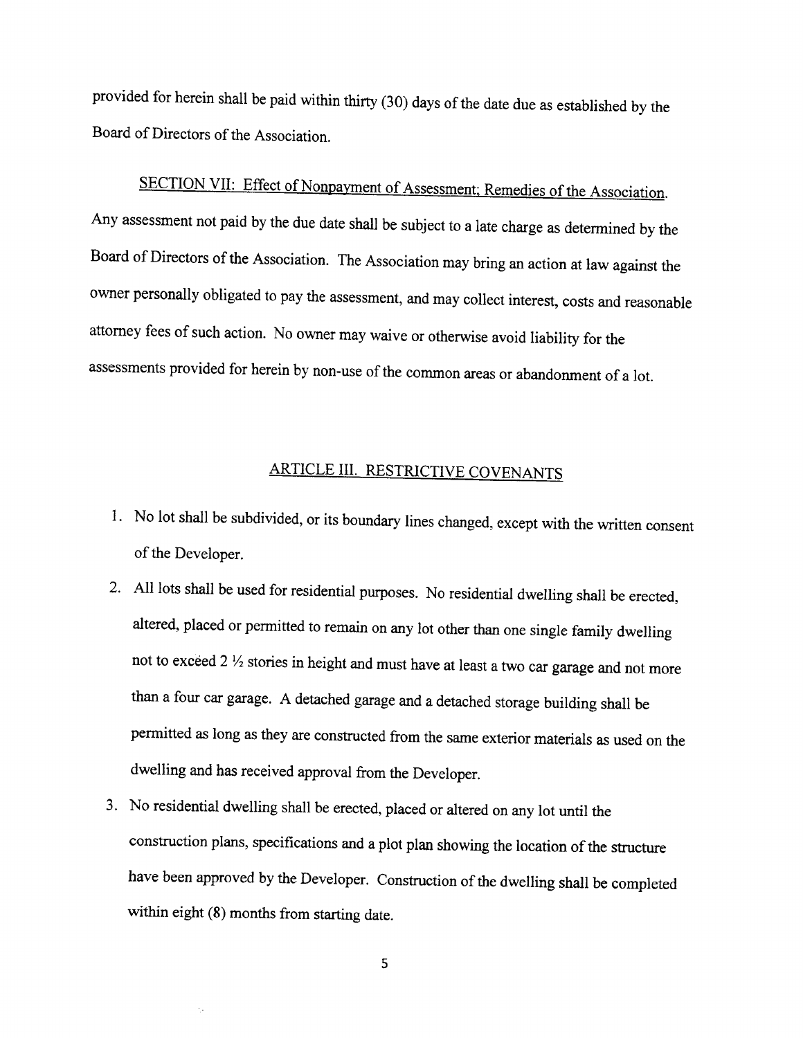provided for herein shall be paid within thirty (30) days of the date due as established by the Board of Directors of the Association.

SECTION VII: Effect of Nonpayment of Assessment; Remedies of the Association. Any assessment not paid by the due date shall be subject to a late charge as determined by the Board of Directors of the Association. The Association may bring an action at law against the owner personally obligated to pay the assessment, and may collect interest, costs and reasonable attorney fees of such action. No owner may waive or otherwise avoid liability for the assessments provided for herein by non-use of the common areas or abandonment of a lot.

## ARTICLE III. RESTRICTIVE COVENANTS

1. No lot shall be subdivided, or its boundary lines changed, except with the written consent of the Developer.
2. All lots shall be used for residential purposes. No residential dwelling shall be erected, altered, placed or permitted to remain on any lot other than one single family dwelling not to exceed 2 ½ stories in height and must have at least a two car garage and not more than a four car garage. A detached garage and a detached storage building shall be permitted as long as they are constructed from the same exterior materials as used on the dwelling and has received approval from the Developer.
3. No residential dwelling shall be erected, placed or altered on any lot until the construction plans, specifications and a plot plan showing the location of the structure have been approved by the Developer. Construction of the dwelling shall be completed within eight (8) months from starting date.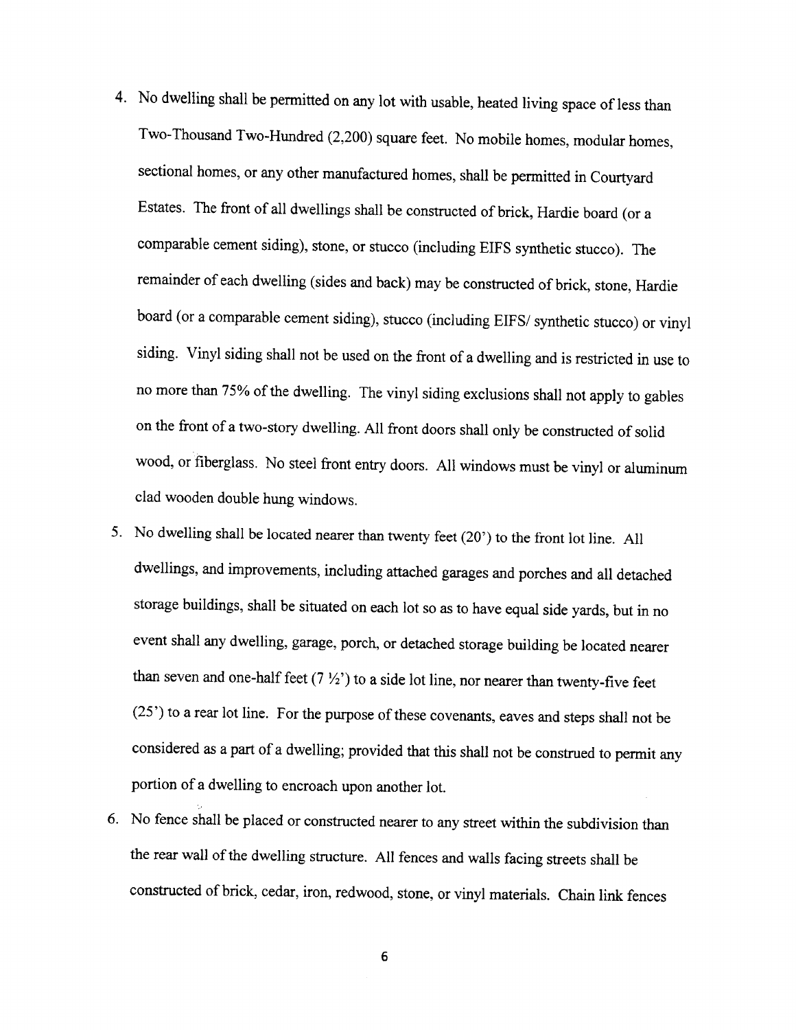4. No dwelling shall be permitted on any lot with usable, heated living space of less than Two-Thousand Two-Hundred (2,200) square feet. No mobile homes, modular homes, sectional homes, or any other manufactured homes, shall be permitted in Courtyard Estates. The front of all dwellings shall be constructed of brick, Hardie board (or a comparable cement siding), stone, or stucco (including EIFS synthetic stucco). The remainder of each dwelling (sides and back) may be constructed of brick, stone, Hardie board (or a comparable cement siding), stucco (including EIFS/ synthetic stucco) or vinyl siding. Vinyl siding shall not be used on the front of a dwelling and is restricted in use to no more than 75% of the dwelling. The vinyl siding exclusions shall not apply to gables on the front of a two-story dwelling. All front doors shall only be constructed of solid wood, or fiberglass. No steel front entry doors. All windows must be vinyl or aluminum clad wooden double hung windows.
5. No dwelling shall be located nearer than twenty feet (20') to the front lot line. All dwellings, and improvements, including attached garages and porches and all detached storage buildings, shall be situated on each lot so as to have equal side yards, but in no event shall any dwelling, garage, porch, or detached storage building be located nearer than seven and one-half feet (7 ½') to a side lot line, nor nearer than twenty-five feet (25') to a rear lot line. For the purpose of these covenants, eaves and steps shall not be considered as a part of a dwelling; provided that this shall not be construed to permit any portion of a dwelling to encroach upon another lot.
6. No fence shall be placed or constructed nearer to any street within the subdivision than the rear wall of the dwelling structure. All fences and walls facing streets shall be constructed of brick, cedar, iron, redwood, stone, or vinyl materials. Chain link fences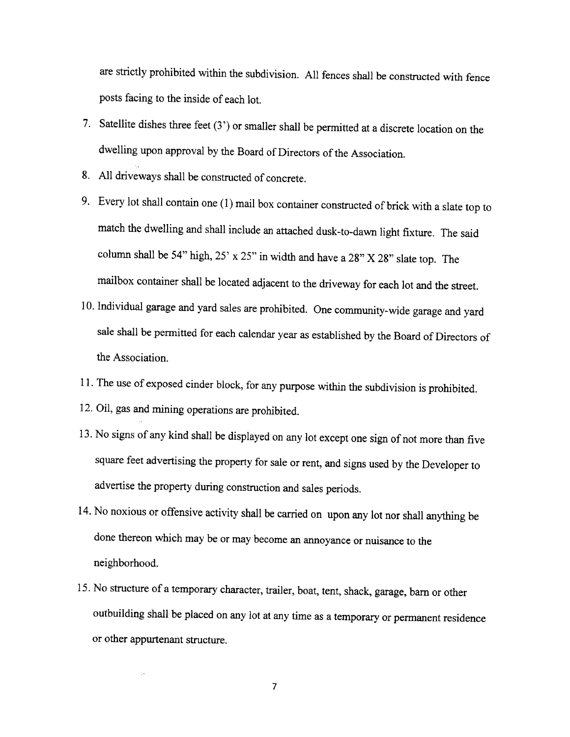are strictly prohibited within the subdivision. All fences shall be constructed with fence posts facing to the inside of each lot.

7. Satellite dishes three feet (3') or smaller shall be permitted at a discrete location on the dwelling upon approval by the Board of Directors of the Association.
8. All driveways shall be constructed of concrete.
9. Every lot shall contain one (1) mail box container constructed of brick with a slate top to match the dwelling and shall include an attached dusk-to-dawn light fixture. The said column shall be 54" high, 25' x 25" in width and have a 28" X 28" slate top. The mailbox container shall be located adjacent to the driveway for each lot and the street.
10. Individual garage and yard sales are prohibited. One community-wide garage and yard sale shall be permitted for each calendar year as established by the Board of Directors of the Association.
11. The use of exposed cinder block, for any purpose within the subdivision is prohibited.
12. Oil, gas and mining operations are prohibited.
13. No signs of any kind shall be displayed on any lot except one sign of not more than five square feet advertising the property for sale or rent, and signs used by the Developer to advertise the property during construction and sales periods.
14. No noxious or offensive activity shall be carried on upon any lot nor shall anything be done thereon which may be or may become an annoyance or nuisance to the neighborhood.
15. No structure of a temporary character, trailer, boat, tent, shack, garage, barn or other outbuilding shall be placed on any lot at any time as a temporary or permanent residence or other appurtenant structure.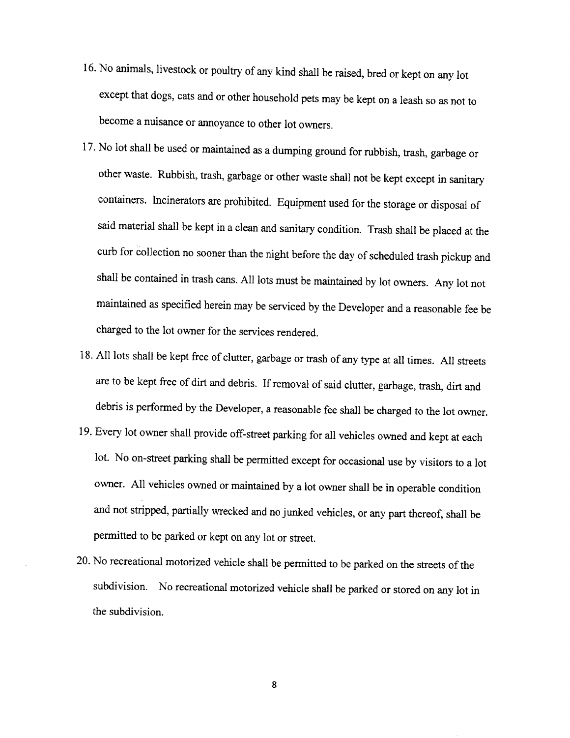16. No animals, livestock or poultry of any kind shall be raised, bred or kept on any lot except that dogs, cats and or other household pets may be kept on a leash so as not to become a nuisance or annoyance to other lot owners.

17. No lot shall be used or maintained as a dumping ground for rubbish, trash, garbage or other waste. Rubbish, trash, garbage or other waste shall not be kept except in sanitary containers. Incinerators are prohibited. Equipment used for the storage or disposal of said material shall be kept in a clean and sanitary condition. Trash shall be placed at the curb for collection no sooner than the night before the day of scheduled trash pickup and shall be contained in trash cans. All lots must be maintained by lot owners. Any lot not maintained as specified herein may be serviced by the Developer and a reasonable fee be charged to the lot owner for the services rendered.

18. All lots shall be kept free of clutter, garbage or trash of any type at all times. All streets are to be kept free of dirt and debris. If removal of said clutter, garbage, trash, dirt and debris is performed by the Developer, a reasonable fee shall be charged to the lot owner.

19. Every lot owner shall provide off-street parking for all vehicles owned and kept at each lot. No on-street parking shall be permitted except for occasional use by visitors to a lot owner. All vehicles owned or maintained by a lot owner shall be in operable condition and not stripped, partially wrecked and no junked vehicles, or any part thereof, shall be permitted to be parked or kept on any lot or street.

20. No recreational motorized vehicle shall be permitted to be parked on the streets of the subdivision. No recreational motorized vehicle shall be parked or stored on any lot in the subdivision.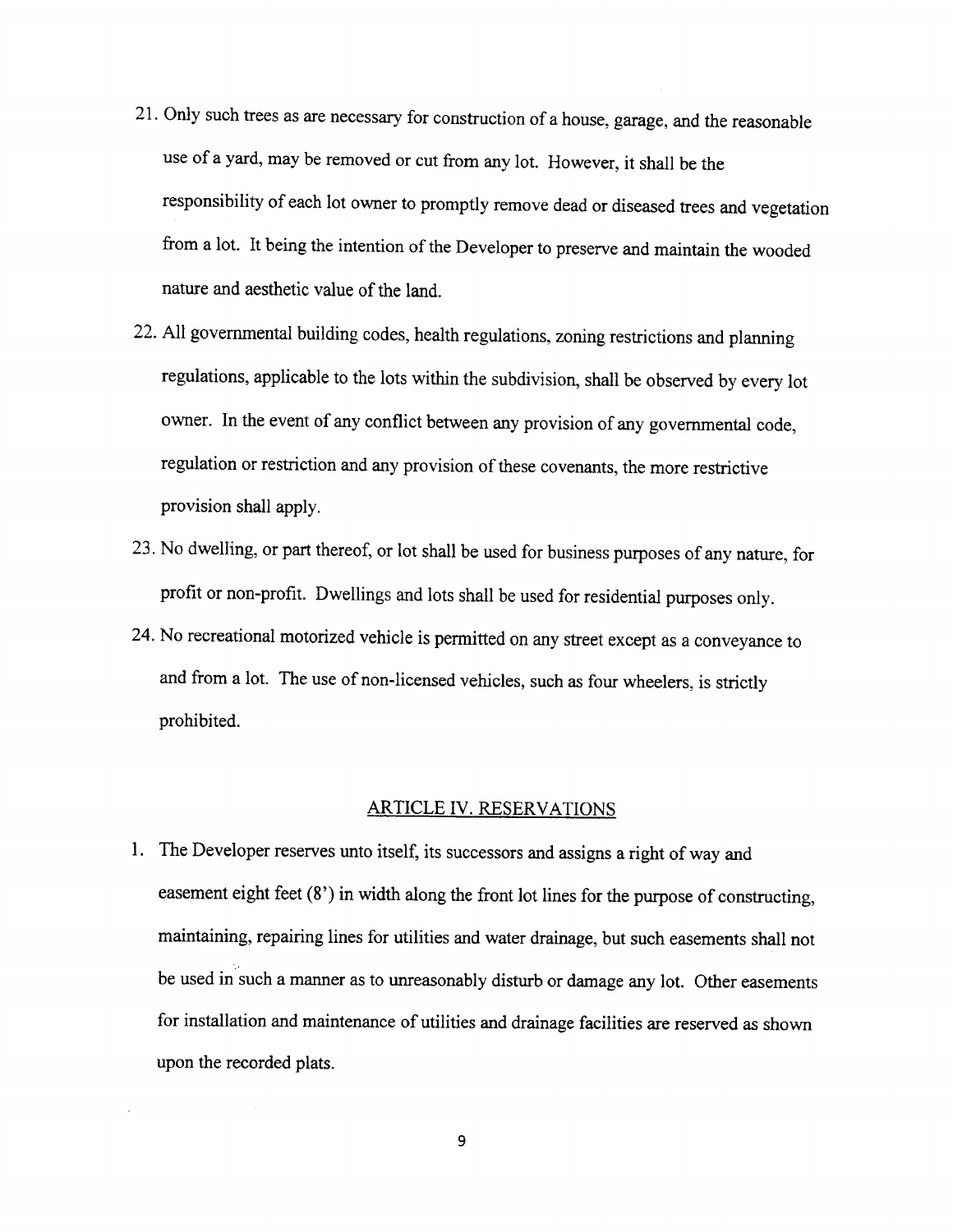21. Only such trees as are necessary for construction of a house, garage, and the reasonable use of a yard, may be removed or cut from any lot. However, it shall be the responsibility of each lot owner to promptly remove dead or diseased trees and vegetation from a lot. It being the intention of the Developer to preserve and maintain the wooded nature and aesthetic value of the land.
22. All governmental building codes, health regulations, zoning restrictions and planning regulations, applicable to the lots within the subdivision, shall be observed by every lot owner. In the event of any conflict between any provision of any governmental code, regulation or restriction and any provision of these covenants, the more restrictive provision shall apply.
23. No dwelling, or part thereof, or lot shall be used for business purposes of any nature, for profit or non-profit. Dwellings and lots shall be used for residential purposes only.
24. No recreational motorized vehicle is permitted on any street except as a conveyance to and from a lot. The use of non-licensed vehicles, such as four wheelers, is strictly prohibited.

## ARTICLE IV. RESERVATIONS

1. The Developer reserves unto itself, its successors and assigns a right of way and easement eight feet (8') in width along the front lot lines for the purpose of constructing, maintaining, repairing lines for utilities and water drainage, but such easements shall not be used in such a manner as to unreasonably disturb or damage any lot. Other easements for installation and maintenance of utilities and drainage facilities are reserved as shown upon the recorded plats.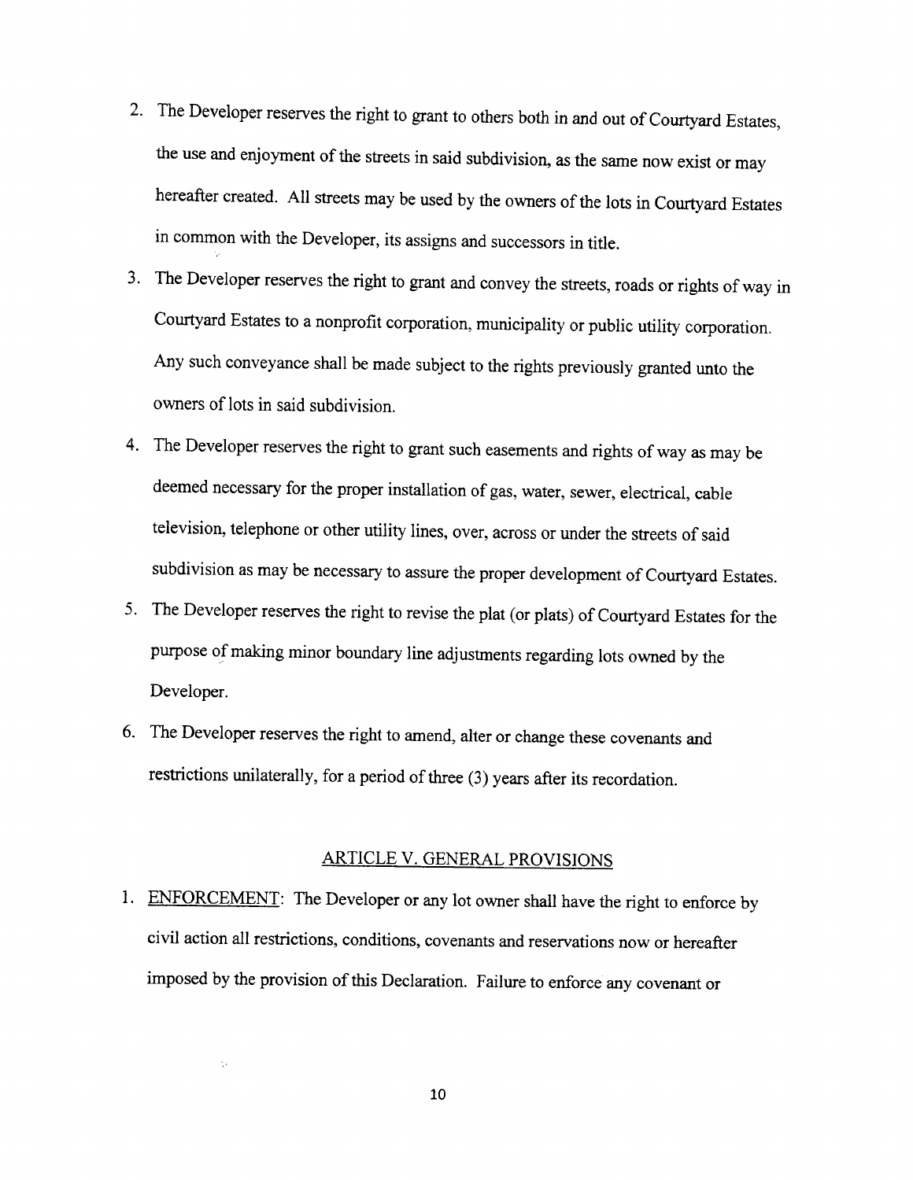2. The Developer reserves the right to grant to others both in and out of Courtyard Estates, the use and enjoyment of the streets in said subdivision, as the same now exist or may hereafter created. All streets may be used by the owners of the lots in Courtyard Estates in common with the Developer, its assigns and successors in title.
3. The Developer reserves the right to grant and convey the streets, roads or rights of way in Courtyard Estates to a nonprofit corporation, municipality or public utility corporation. Any such conveyance shall be made subject to the rights previously granted unto the owners of lots in said subdivision.
4. The Developer reserves the right to grant such easements and rights of way as may be deemed necessary for the proper installation of gas, water, sewer, electrical, cable television, telephone or other utility lines, over, across or under the streets of said subdivision as may be necessary to assure the proper development of Courtyard Estates.
5. The Developer reserves the right to revise the plat (or plats) of Courtyard Estates for the purpose of making minor boundary line adjustments regarding lots owned by the Developer.
6. The Developer reserves the right to amend, alter or change these covenants and restrictions unilaterally, for a period of three (3) years after its recordation.

## ARTICLE V. GENERAL PROVISIONS

1. ENFORCEMENT: The Developer or any lot owner shall have the right to enforce by civil action all restrictions, conditions, covenants and reservations now or hereafter imposed by the provision of this Declaration. Failure to enforce any covenant or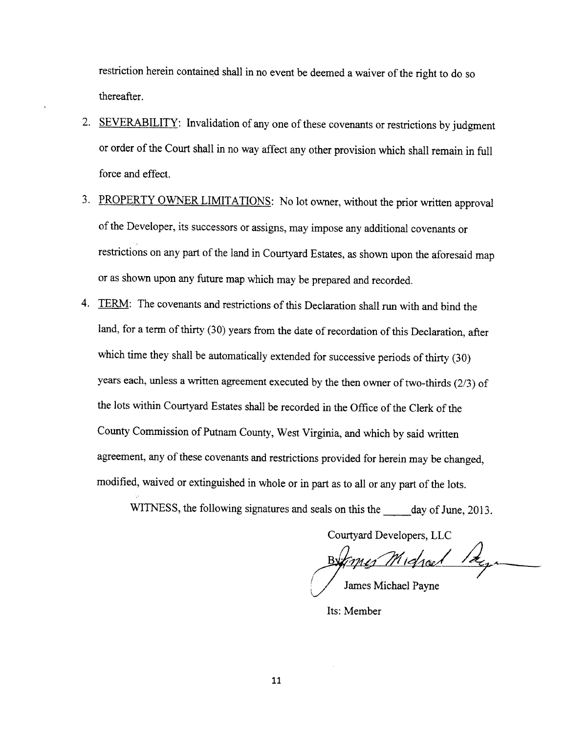restriction herein contained shall in no event be deemed a waiver of the right to do so thereafter.

2. <u>SEVERABILITY</u>: Invalidation of any one of these covenants or restrictions by judgment or order of the Court shall in no way affect any other provision which shall remain in full force and effect.
3. <u>PROPERTY OWNER LIMITATIONS</u>: No lot owner, without the prior written approval of the Developer, its successors or assigns, may impose any additional covenants or restrictions on any part of the land in Courtyard Estates, as shown upon the aforesaid map or as shown upon any future map which may be prepared and recorded.
4. <u>TERM</u>: The covenants and restrictions of this Declaration shall run with and bind the land, for a term of thirty (30) years from the date of recordation of this Declaration, after which time they shall be automatically extended for successive periods of thirty (30) years each, unless a written agreement executed by the then owner of two-thirds (2/3) of the lots within Courtyard Estates shall be recorded in the Office of the Clerk of the County Commission of Putnam County, West Virginia, and which by said written agreement, any of these covenants and restrictions provided for herein may be changed, modified, waived or extinguished in whole or in part as to all or any part of the lots.

WITNESS, the following signatures and seals on this the _____ day of June, 2013.

Courtyard Developers, LLC

By: James Michael Payne

James Michael Payne

Its: Member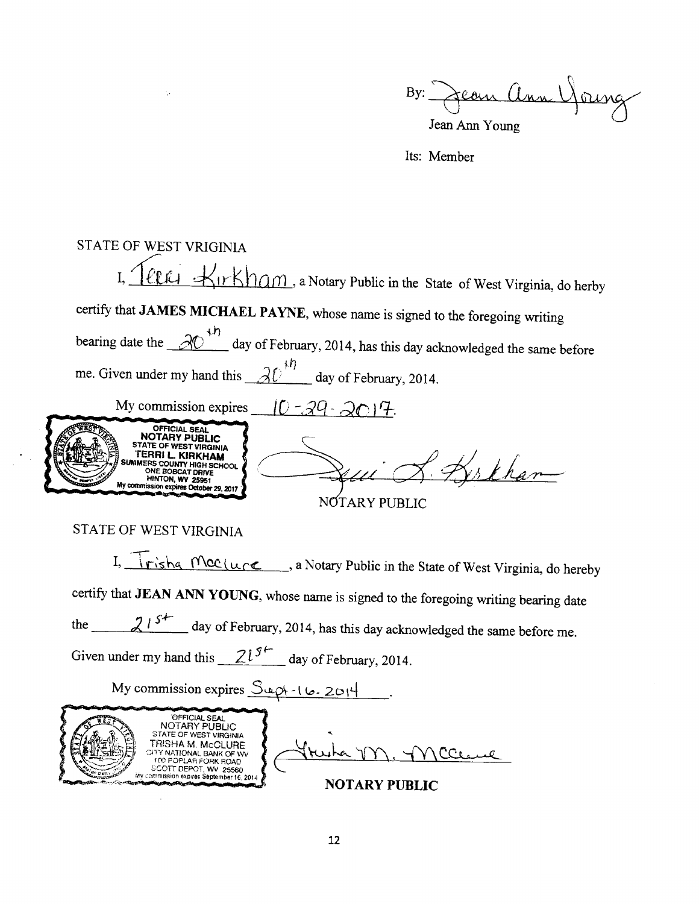By: Jean Ann Young

Jean Ann Young

Its: Member

STATE OF WEST VRIGINIA

I, Terri Kirkham, a Notary Public in the State of West Virginia, do herby certify that **JAMES MICHAEL PAYNE**, whose name is signed to the foregoing writing bearing date the 20th day of February, 2014, has this day acknowledged the same before me. Given under my hand this 20th day of February, 2014.

My commission expires 10-29-2017.

OFFICIAL SEAL
NOTARY PUBLIC
STATE OF WEST VIRGINIA
TERRI L. KIRKHAM
SUMMERS COUNTY HIGH SCHOOL
ONE BOBCAT DRIVE
HINTON, WV 25951
My commission expires October 29, 2017

Terri L. Kirkham

NOTARY PUBLIC

STATE OF WEST VIRGINIA

I, Trisha Mcclure, a Notary Public in the State of West Virginia, do hereby certify that **JEAN ANN YOUNG**, whose name is signed to the foregoing writing bearing date the 21st day of February, 2014, has this day acknowledged the same before me. Given under my hand this 21st day of February, 2014.

My commission expires Sept-16-2014.

OFFICIAL SEAL
NOTARY PUBLIC
STATE OF WEST VIRGINIA
TRISHA M. McCLURE
CITY NATIONAL BANK OF WV
100 POPLAR FORK ROAD
SCOTT DEPOT, WV 25560
My commission expires September 16, 2014

Trisha M. McClure

**NOTARY PUBLIC**